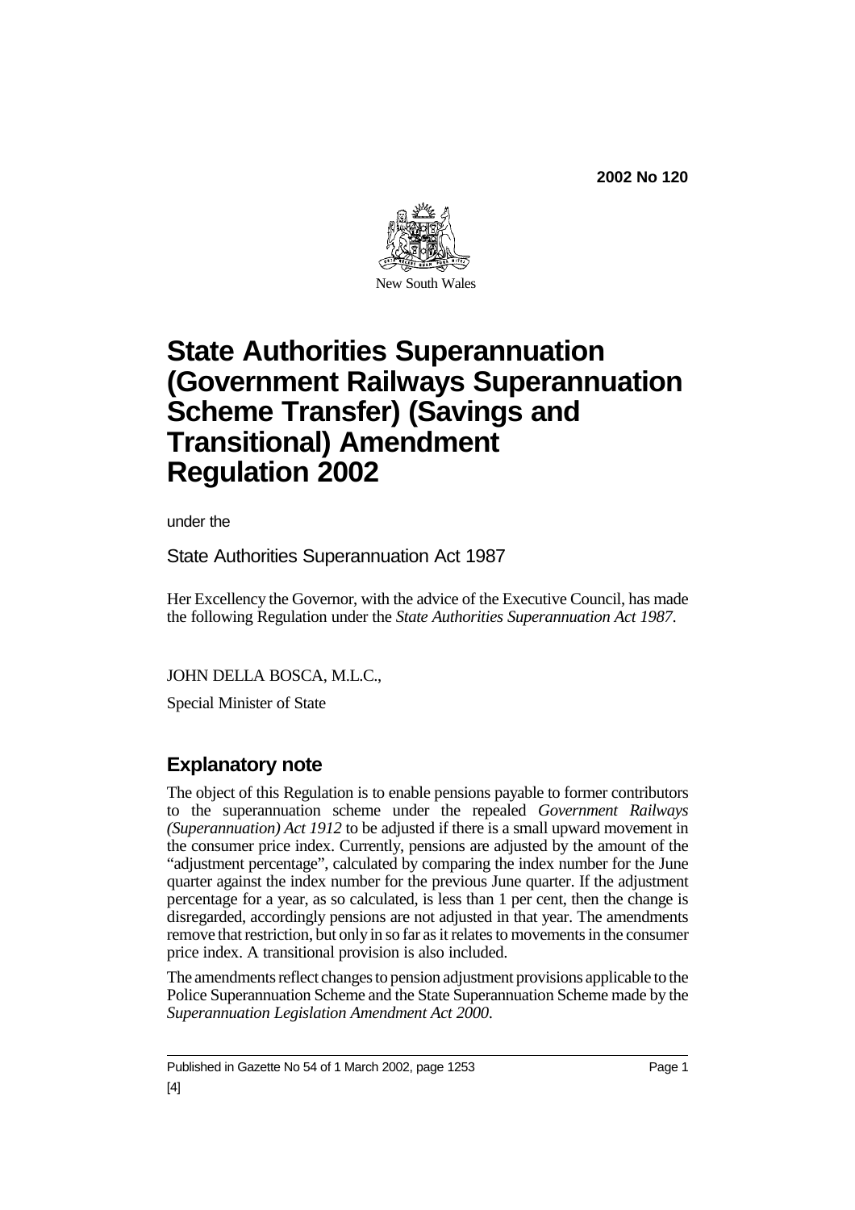**2002 No 120**

New South Wales

# State Authorities Superannuation (Government Railways Superannuation Scheme Transfer) (Savings and Transitional) Amendment Regulation 2002

under the

State Authorities Superannuation Act 1987

Her Excellency the Governor, with the advice of the Executive Council, has made the following Regulation under the *State Authorities Superannuation Act 1987*.

JOHN DELLA BOSCA, M.L.C.,

Special Minister of State

## Explanatory note

The object of this Regulation is to enable pensions payable to former contributors to the superannuation scheme under the repealed *Government Railways (Superannuation) Act 1912* to be adjusted if there is a small upward movement in the consumer price index. Currently, pensions are adjusted by the amount of the "adjustment percentage", calculated by comparing the index number for the June quarter against the index number for the previous June quarter. If the adjustment percentage for a year, as so calculated, is less than 1 per cent, then the change is disregarded, accordingly pensions are not adjusted in that year. The amendments remove that restriction, but only in so far as it relates to movements in the consumer price index. A transitional provision is also included.

The amendments reflect changes to pension adjustment provisions applicable to the Police Superannuation Scheme and the State Superannuation Scheme made by the *Superannuation Legislation Amendment Act 2000*.

Published in Gazette No 54 of 1 March 2002, page 1253

[4]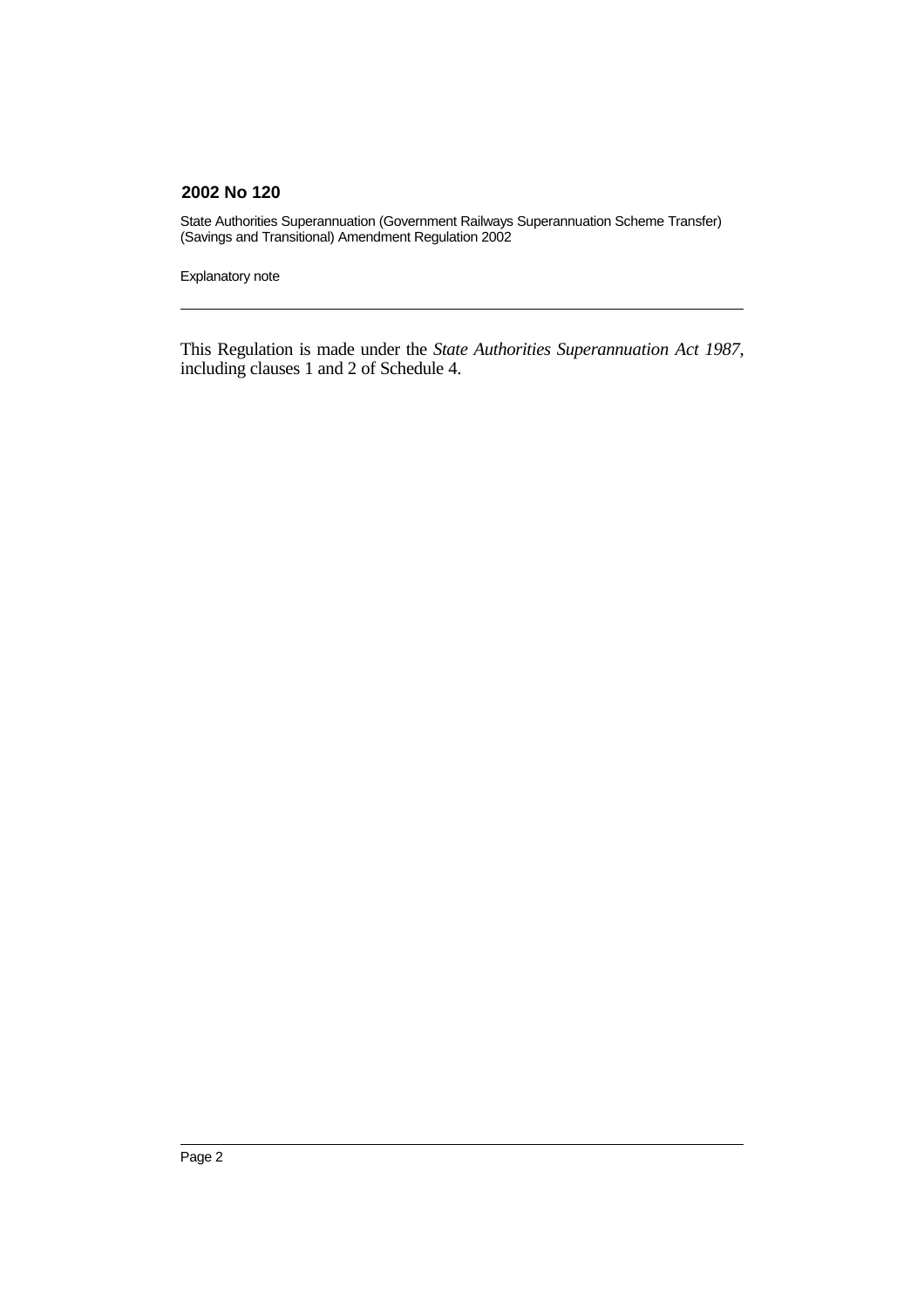This Regulation is made under the *State Authorities Superannuation Act 1987*, including clauses 1 and 2 of Schedule 4.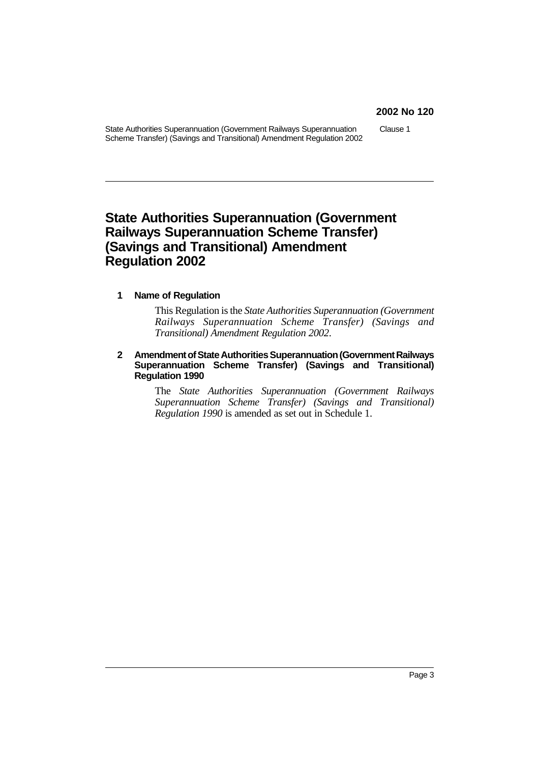# State Authorities Superannuation (Government Railways Superannuation Scheme Transfer) (Savings and Transitional) Amendment Regulation 2002

## 1 Name of Regulation

This Regulation is the *State Authorities Superannuation (Government Railways Superannuation Scheme Transfer) (Savings and Transitional) Amendment Regulation 2002*.

## 2 Amendment of State Authorities Superannuation (Government Railways Superannuation Scheme Transfer) (Savings and Transitional) Regulation 1990

The *State Authorities Superannuation (Government Railways Superannuation Scheme Transfer) (Savings and Transitional) Regulation 1990* is amended as set out in Schedule 1.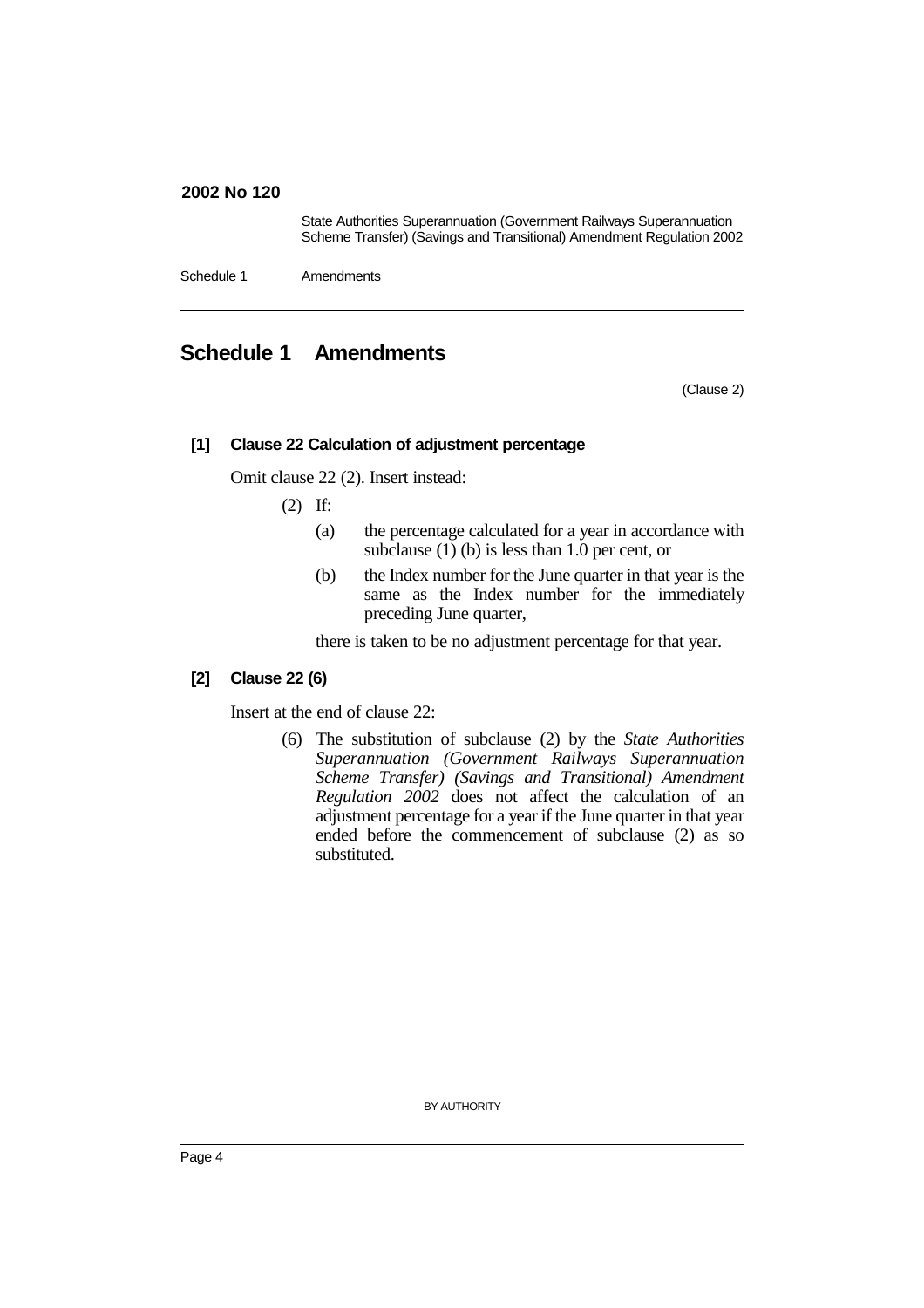## Schedule 1 Amendments

(Clause 2)

**[1] Clause 22 Calculation of adjustment percentage**

Omit clause 22 (2). Insert instead:

(2) If:

(a) the percentage calculated for a year in accordance with subclause (1) (b) is less than 1.0 per cent, or

(b) the Index number for the June quarter in that year is the same as the Index number for the immediately preceding June quarter,

there is taken to be no adjustment percentage for that year.

**[2] Clause 22 (6)**

Insert at the end of clause 22:

(6) The substitution of subclause (2) by the *State Authorities Superannuation (Government Railways Superannuation Scheme Transfer) (Savings and Transitional) Amendment Regulation 2002* does not affect the calculation of an adjustment percentage for a year if the June quarter in that year ended before the commencement of subclause (2) as so substituted.

BY AUTHORITY